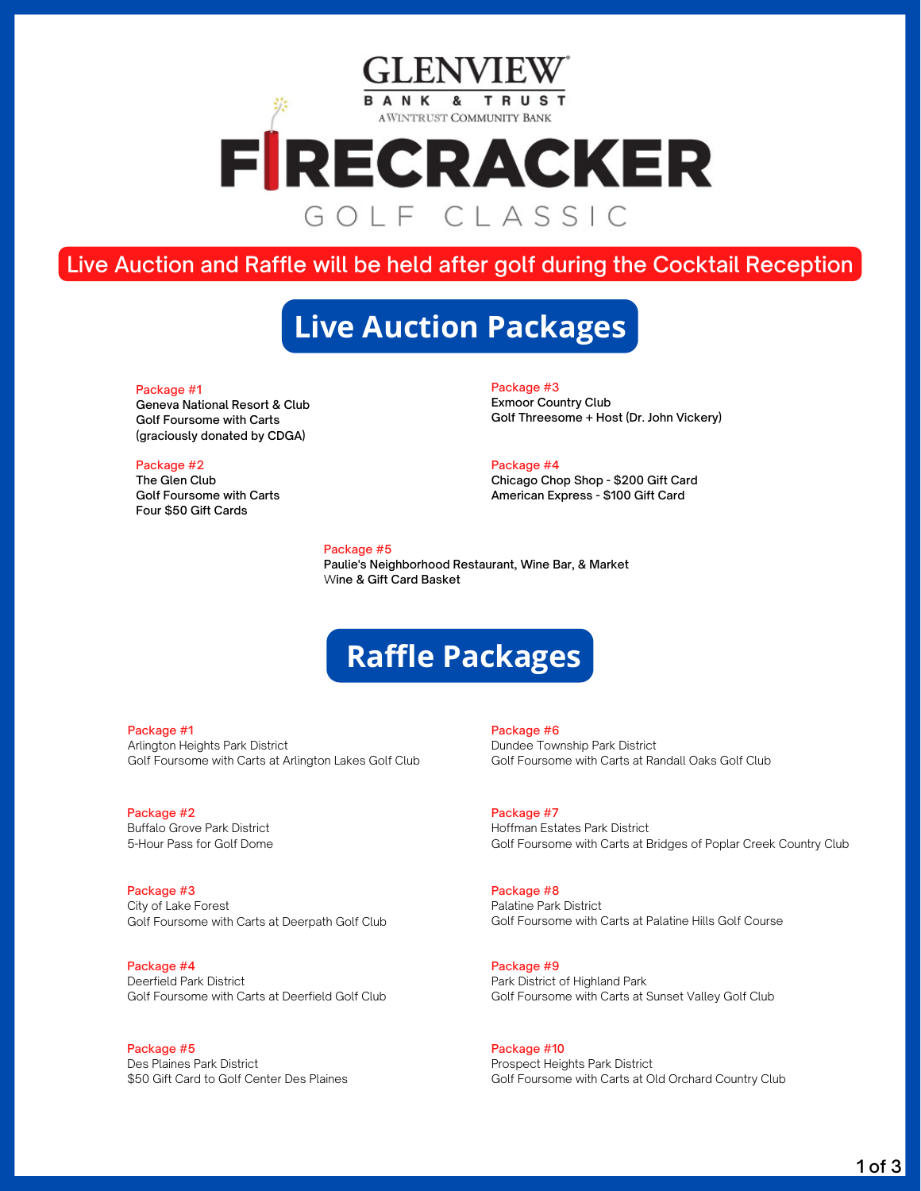# GLENVIEW BANK & TRUST

A WINTRUST COMMUNITY BANK

# FIRECRACKER GOLF CLASSIC

**Live Auction and Raffle will be held after golf during the Cocktail Reception**

## Live Auction Packages

**Package #1**
Geneva National Resort & Club
Golf Foursome with Carts
(graciously donated by CDGA)

**Package #2**
The Glen Club
Golf Foursome with Carts
Four $50 Gift Cards

**Package #3**
Exmoor Country Club
Golf Threesome + Host (Dr. John Vickery)

**Package #4**
Chicago Chop Shop - $200 Gift Card
American Express - $100 Gift Card

**Package #5**
Paulie's Neighborhood Restaurant, Wine Bar, & Market
Wine & Gift Card Basket

## Raffle Packages

**Package #1**
Arlington Heights Park District
Golf Foursome with Carts at Arlington Lakes Golf Club

**Package #2**
Buffalo Grove Park District
5-Hour Pass for Golf Dome

**Package #3**
City of Lake Forest
Golf Foursome with Carts at Deerpath Golf Club

**Package #4**
Deerfield Park District
Golf Foursome with Carts at Deerfield Golf Club

**Package #5**
Des Plaines Park District
$50 Gift Card to Golf Center Des Plaines

**Package #6**
Dundee Township Park District
Golf Foursome with Carts at Randall Oaks Golf Club

**Package #7**
Hoffman Estates Park District
Golf Foursome with Carts at Bridges of Poplar Creek Country Club

**Package #8**
Palatine Park District
Golf Foursome with Carts at Palatine Hills Golf Course

**Package #9**
Park District of Highland Park
Golf Foursome with Carts at Sunset Valley Golf Club

**Package #10**
Prospect Heights Park District
Golf Foursome with Carts at Old Orchard Country Club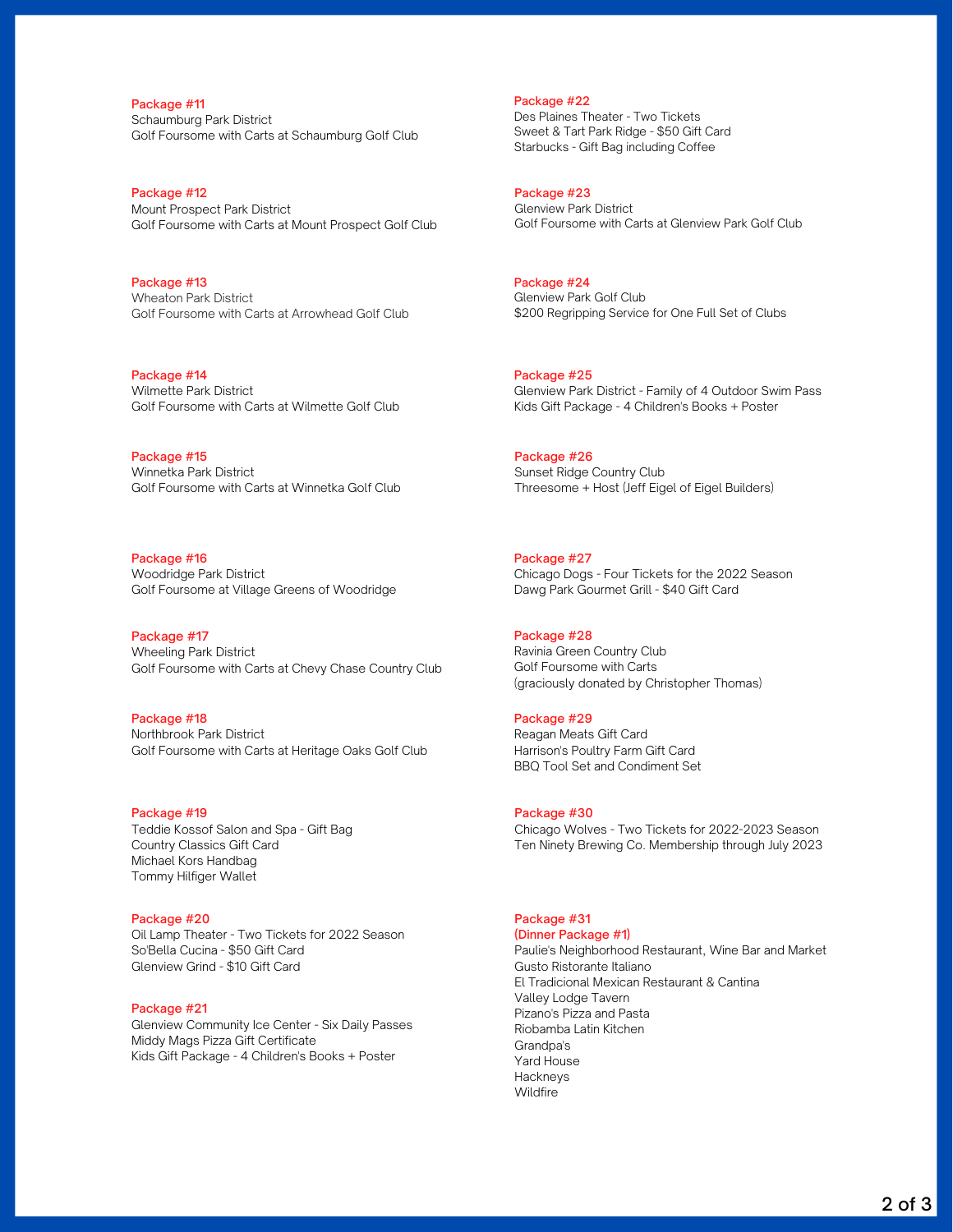**Package #11**
Schaumburg Park District
Golf Foursome with Carts at Schaumburg Golf Club

**Package #12**
Mount Prospect Park District
Golf Foursome with Carts at Mount Prospect Golf Club

**Package #13**
Wheaton Park District
Golf Foursome with Carts at Arrowhead Golf Club

**Package #14**
Wilmette Park District
Golf Foursome with Carts at Wilmette Golf Club

**Package #15**
Winnetka Park District
Golf Foursome with Carts at Winnetka Golf Club

**Package #16**
Woodridge Park District
Golf Foursome at Village Greens of Woodridge

**Package #17**
Wheeling Park District
Golf Foursome with Carts at Chevy Chase Country Club

**Package #18**
Northbrook Park District
Golf Foursome with Carts at Heritage Oaks Golf Club

**Package #19**
Teddie Kossof Salon and Spa - Gift Bag
Country Classics Gift Card
Michael Kors Handbag
Tommy Hilfiger Wallet

**Package #20**
Oil Lamp Theater - Two Tickets for 2022 Season
So'Bella Cucina - $50 Gift Card
Glenview Grind - $10 Gift Card

**Package #21**
Glenview Community Ice Center - Six Daily Passes
Middy Mags Pizza Gift Certificate
Kids Gift Package - 4 Children's Books + Poster

**Package #22**
Des Plaines Theater - Two Tickets
Sweet & Tart Park Ridge - $50 Gift Card
Starbucks - Gift Bag including Coffee

**Package #23**
Glenview Park District
Golf Foursome with Carts at Glenview Park Golf Club

**Package #24**
Glenview Park Golf Club
$200 Regripping Service for One Full Set of Clubs

**Package #25**
Glenview Park District - Family of 4 Outdoor Swim Pass
Kids Gift Package - 4 Children's Books + Poster

**Package #26**
Sunset Ridge Country Club
Threesome + Host (Jeff Eigel of Eigel Builders)

**Package #27**
Chicago Dogs - Four Tickets for the 2022 Season
Dawg Park Gourmet Grill - $40 Gift Card

**Package #28**
Ravinia Green Country Club
Golf Foursome with Carts
(graciously donated by Christopher Thomas)

**Package #29**
Reagan Meats Gift Card
Harrison's Poultry Farm Gift Card
BBQ Tool Set and Condiment Set

**Package #30**
Chicago Wolves - Two Tickets for 2022-2023 Season
Ten Ninety Brewing Co. Membership through July 2023

**Package #31**
**(Dinner Package #1)**
Paulie's Neighborhood Restaurant, Wine Bar and Market
Gusto Ristorante Italiano
El Tradicional Mexican Restaurant & Cantina
Valley Lodge Tavern
Pizano's Pizza and Pasta
Riobamba Latin Kitchen
Grandpa's
Yard House
Hackneys
Wildfire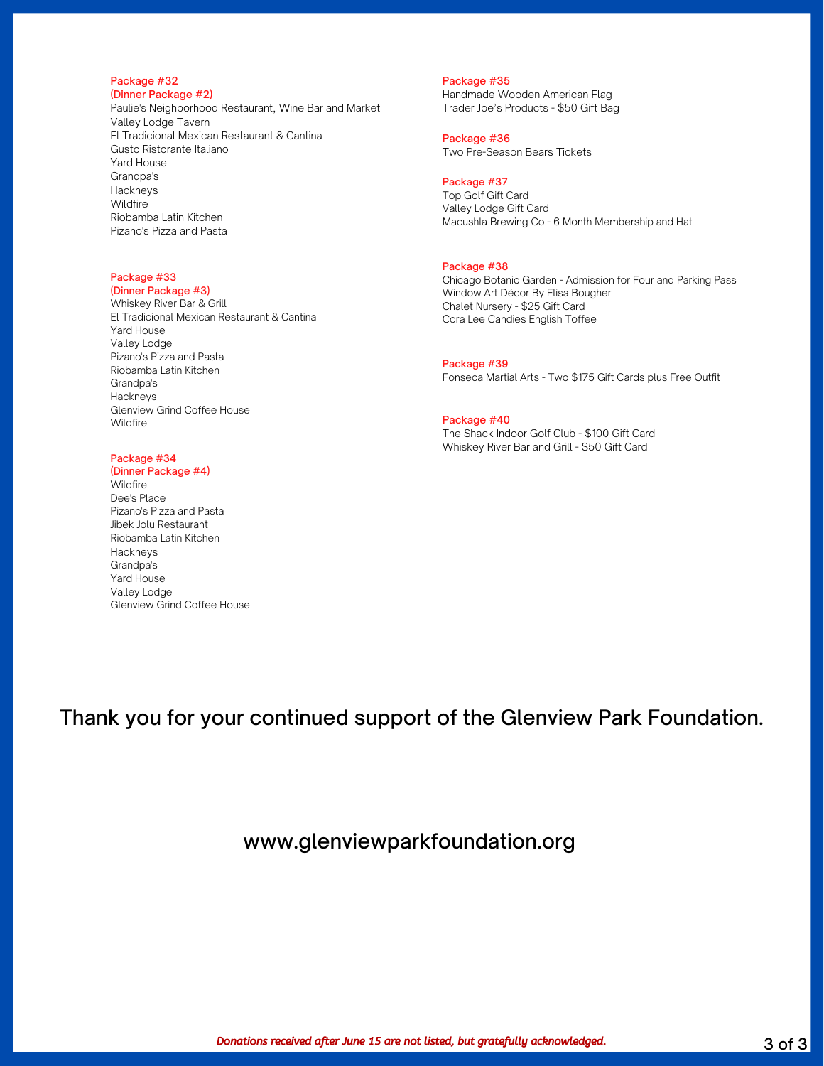**Package #32**
**(Dinner Package #2)**
Paulie's Neighborhood Restaurant, Wine Bar and Market
Valley Lodge Tavern
El Tradicional Mexican Restaurant & Cantina
Gusto Ristorante Italiano
Yard House
Grandpa's
Hackneys
Wildfire
Riobamba Latin Kitchen
Pizano's Pizza and Pasta

**Package #33**
**(Dinner Package #3)**
Whiskey River Bar & Grill
El Tradicional Mexican Restaurant & Cantina
Yard House
Valley Lodge
Pizano's Pizza and Pasta
Riobamba Latin Kitchen
Grandpa's
Hackneys
Glenview Grind Coffee House
Wildfire

**Package #34**
**(Dinner Package #4)**
Wildfire
Dee's Place
Pizano's Pizza and Pasta
Jibek Jolu Restaurant
Riobamba Latin Kitchen
Hackneys
Grandpa's
Yard House
Valley Lodge
Glenview Grind Coffee House

**Package #35**
Handmade Wooden American Flag
Trader Joe's Products - $50 Gift Bag

**Package #36**
Two Pre-Season Bears Tickets

**Package #37**
Top Golf Gift Card
Valley Lodge Gift Card
Macushla Brewing Co.- 6 Month Membership and Hat

**Package #38**
Chicago Botanic Garden - Admission for Four and Parking Pass
Window Art Décor By Elisa Bougher
Chalet Nursery - $25 Gift Card
Cora Lee Candies English Toffee

**Package #39**
Fonseca Martial Arts - Two $175 Gift Cards plus Free Outfit

**Package #40**
The Shack Indoor Golf Club - $100 Gift Card
Whiskey River Bar and Grill - $50 Gift Card

## Thank you for your continued support of the Glenview Park Foundation.

## www.glenviewparkfoundation.org

***Donations received after June 15 are not listed, but gratefully acknowledged.***